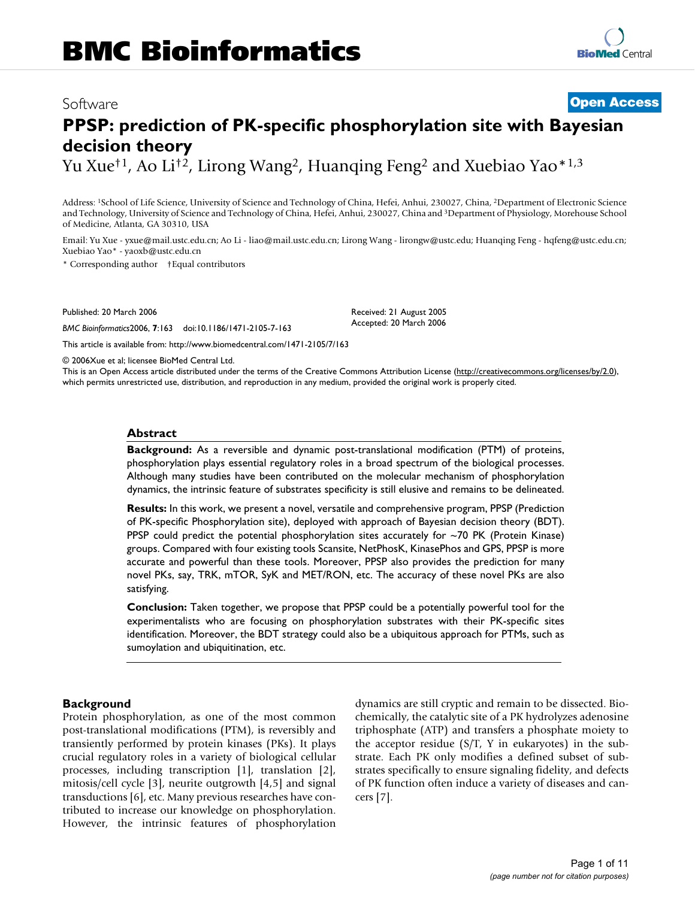# BMC Bioinformatics

Software **Open Access**

# PPSP: prediction of PK-specific phosphorylation site with Bayesian decision theory

Yu Xue[†1], Ao Li[†2], Lirong Wang[2], Huanqing Feng[2] and Xuebiao Yao*[1,3]

Address: [1]School of Life Science, University of Science and Technology of China, Hefei, Anhui, 230027, China, [2]Department of Electronic Science and Technology, University of Science and Technology of China, Hefei, Anhui, 230027, China and [3]Department of Physiology, Morehouse School of Medicine, Atlanta, GA 30310, USA

Email: Yu Xue - yxue@mail.ustc.edu.cn; Ao Li - liao@mail.ustc.edu.cn; Lirong Wang - lirongw@ustc.edu; Huanqing Feng - hqfeng@ustc.edu.cn; Xuebiao Yao* - yaoxb@ustc.edu.cn

\* Corresponding author †Equal contributors

Published: 20 March 2006

*BMC Bioinformatics*2006, **7**:163 doi:10.1186/1471-2105-7-163

Received: 21 August 2005
Accepted: 20 March 2006

This article is available from: http://www.biomedcentral.com/1471-2105/7/163

© 2006Xue et al; licensee BioMed Central Ltd.
This is an Open Access article distributed under the terms of the Creative Commons Attribution License (http://creativecommons.org/licenses/by/2.0), which permits unrestricted use, distribution, and reproduction in any medium, provided the original work is properly cited.

## Abstract

**Background:** As a reversible and dynamic post-translational modification (PTM) of proteins, phosphorylation plays essential regulatory roles in a broad spectrum of the biological processes. Although many studies have been contributed on the molecular mechanism of phosphorylation dynamics, the intrinsic feature of substrates specificity is still elusive and remains to be delineated.

**Results:** In this work, we present a novel, versatile and comprehensive program, PPSP (Prediction of PK-specific Phosphorylation site), deployed with approach of Bayesian decision theory (BDT). PPSP could predict the potential phosphorylation sites accurately for ~70 PK (Protein Kinase) groups. Compared with four existing tools Scansite, NetPhosK, KinasePhos and GPS, PPSP is more accurate and powerful than these tools. Moreover, PPSP also provides the prediction for many novel PKs, say, TRK, mTOR, SyK and MET/RON, etc. The accuracy of these novel PKs are also satisfying.

**Conclusion:** Taken together, we propose that PPSP could be a potentially powerful tool for the experimentalists who are focusing on phosphorylation substrates with their PK-specific sites identification. Moreover, the BDT strategy could also be a ubiquitous approach for PTMs, such as sumoylation and ubiquitination, etc.

## Background

Protein phosphorylation, as one of the most common post-translational modifications (PTM), is reversibly and transiently performed by protein kinases (PKs). It plays crucial regulatory roles in a variety of biological cellular processes, including transcription [1], translation [2], mitosis/cell cycle [3], neurite outgrowth [4,5] and signal transductions [6], etc. Many previous researches have contributed to increase our knowledge on phosphorylation. However, the intrinsic features of phosphorylation dynamics are still cryptic and remain to be dissected. Biochemically, the catalytic site of a PK hydrolyzes adenosine triphosphate (ATP) and transfers a phosphate moiety to the acceptor residue (S/T, Y in eukaryotes) in the substrate. Each PK only modifies a defined subset of substrates specifically to ensure signaling fidelity, and defects of PK function often induce a variety of diseases and cancers [7].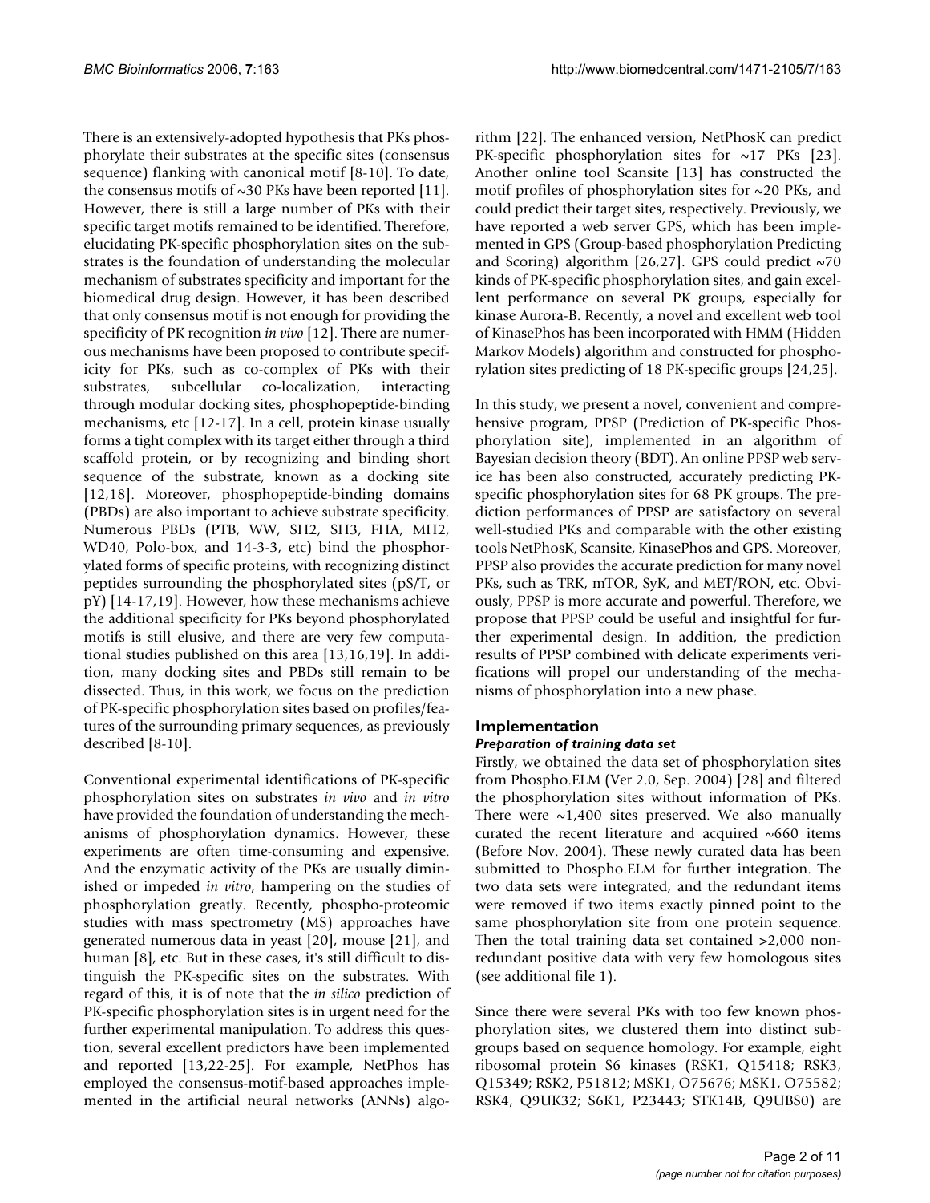There is an extensively-adopted hypothesis that PKs phosphorylate their substrates at the specific sites (consensus sequence) flanking with canonical motif [8-10]. To date, the consensus motifs of ~30 PKs have been reported [11]. However, there is still a large number of PKs with their specific target motifs remained to be identified. Therefore, elucidating PK-specific phosphorylation sites on the substrates is the foundation of understanding the molecular mechanism of substrates specificity and important for the biomedical drug design. However, it has been described that only consensus motif is not enough for providing the specificity of PK recognition *in vivo* [12]. There are numerous mechanisms have been proposed to contribute specificity for PKs, such as co-complex of PKs with their substrates, subcellular co-localization, interacting through modular docking sites, phosphopeptide-binding mechanisms, etc [12-17]. In a cell, protein kinase usually forms a tight complex with its target either through a third scaffold protein, or by recognizing and binding short sequence of the substrate, known as a docking site [12,18]. Moreover, phosphopeptide-binding domains (PBDs) are also important to achieve substrate specificity. Numerous PBDs (PTB, WW, SH2, SH3, FHA, MH2, WD40, Polo-box, and 14-3-3, etc) bind the phosphorylated forms of specific proteins, with recognizing distinct peptides surrounding the phosphorylated sites (pS/T, or pY) [14-17,19]. However, how these mechanisms achieve the additional specificity for PKs beyond phosphorylated motifs is still elusive, and there are very few computational studies published on this area [13,16,19]. In addition, many docking sites and PBDs still remain to be dissected. Thus, in this work, we focus on the prediction of PK-specific phosphorylation sites based on profiles/features of the surrounding primary sequences, as previously described [8-10].

Conventional experimental identifications of PK-specific phosphorylation sites on substrates *in vivo* and *in vitro* have provided the foundation of understanding the mechanisms of phosphorylation dynamics. However, these experiments are often time-consuming and expensive. And the enzymatic activity of the PKs are usually diminished or impeded *in vitro*, hampering on the studies of phosphorylation greatly. Recently, phospho-proteomic studies with mass spectrometry (MS) approaches have generated numerous data in yeast [20], mouse [21], and human [8], etc. But in these cases, it's still difficult to distinguish the PK-specific sites on the substrates. With regard of this, it is of note that the *in silico* prediction of PK-specific phosphorylation sites is in urgent need for the further experimental manipulation. To address this question, several excellent predictors have been implemented and reported [13,22-25]. For example, NetPhos has employed the consensus-motif-based approaches implemented in the artificial neural networks (ANNs) algorithm [22]. The enhanced version, NetPhosK can predict PK-specific phosphorylation sites for ~17 PKs [23]. Another online tool Scansite [13] has constructed the motif profiles of phosphorylation sites for ~20 PKs, and could predict their target sites, respectively. Previously, we have reported a web server GPS, which has been implemented in GPS (Group-based phosphorylation Predicting and Scoring) algorithm [26,27]. GPS could predict ~70 kinds of PK-specific phosphorylation sites, and gain excellent performance on several PK groups, especially for kinase Aurora-B. Recently, a novel and excellent web tool of KinasePhos has been incorporated with HMM (Hidden Markov Models) algorithm and constructed for phosphorylation sites predicting of 18 PK-specific groups [24,25].

In this study, we present a novel, convenient and comprehensive program, PPSP (Prediction of PK-specific Phosphorylation site), implemented in an algorithm of Bayesian decision theory (BDT). An online PPSP web service has been also constructed, accurately predicting PK-specific phosphorylation sites for 68 PK groups. The prediction performances of PPSP are satisfactory on several well-studied PKs and comparable with the other existing tools NetPhosK, Scansite, KinasePhos and GPS. Moreover, PPSP also provides the accurate prediction for many novel PKs, such as TRK, mTOR, SyK, and MET/RON, etc. Obviously, PPSP is more accurate and powerful. Therefore, we propose that PPSP could be useful and insightful for further experimental design. In addition, the prediction results of PPSP combined with delicate experiments verifications will propel our understanding of the mechanisms of phosphorylation into a new phase.

## Implementation

### *Preparation of training data set*

Firstly, we obtained the data set of phosphorylation sites from Phospho.ELM (Ver 2.0, Sep. 2004) [28] and filtered the phosphorylation sites without information of PKs. There were ~1,400 sites preserved. We also manually curated the recent literature and acquired ~660 items (Before Nov. 2004). These newly curated data has been submitted to Phospho.ELM for further integration. The two data sets were integrated, and the redundant items were removed if two items exactly pinned point to the same phosphorylation site from one protein sequence. Then the total training data set contained >2,000 non-redundant positive data with very few homologous sites (see additional file 1).

Since there were several PKs with too few known phosphorylation sites, we clustered them into distinct subgroups based on sequence homology. For example, eight ribosomal protein S6 kinases (RSK1, Q15418; RSK3, Q15349; RSK2, P51812; MSK1, O75676; MSK1, O75582; RSK4, Q9UK32; S6K1, P23443; STK14B, Q9UBS0) are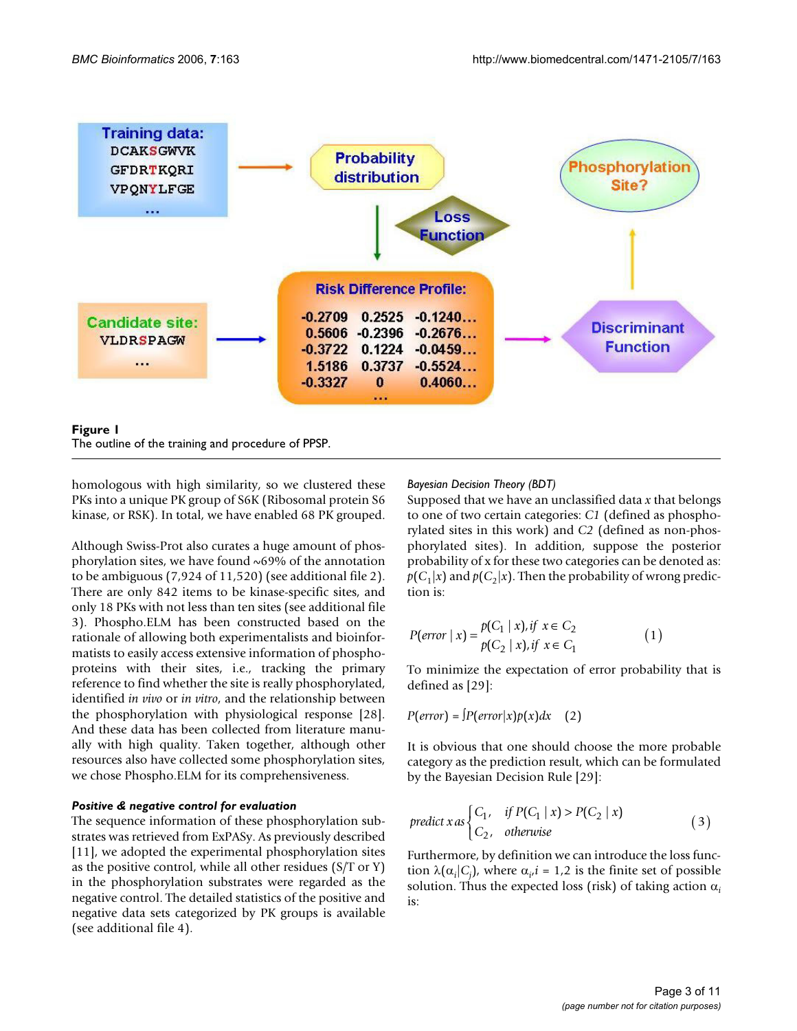**Figure 1**
The outline of the training and procedure of PPSP.

homologous with high similarity, so we clustered these PKs into a unique PK group of S6K (Ribosomal protein S6 kinase, or RSK). In total, we have enabled 68 PK grouped.

Although Swiss-Prot also curates a huge amount of phosphorylation sites, we have found ~69% of the annotation to be ambiguous (7,924 of 11,520) (see additional file 2). There are only 842 items to be kinase-specific sites, and only 18 PKs with not less than ten sites (see additional file 3). Phospho.ELM has been constructed based on the rationale of allowing both experimentalists and bioinformatists to easily access extensive information of phosphoproteins with their sites, i.e., tracking the primary reference to find whether the site is really phosphorylated, identified *in vivo* or *in vitro*, and the relationship between the phosphorylation with physiological response [28]. And these data has been collected from literature manually with high quality. Taken together, although other resources also have collected some phosphorylation sites, we chose Phospho.ELM for its comprehensiveness.

#### *Positive & negative control for evaluation*

The sequence information of these phosphorylation substrates was retrieved from ExPASy. As previously described [11], we adopted the experimental phosphorylation sites as the positive control, while all other residues (S/T or Y) in the phosphorylation substrates were regarded as the negative control. The detailed statistics of the positive and negative data sets categorized by PK groups is available (see additional file 4).

#### *Bayesian Decision Theory (BDT)*

Supposed that we have an unclassified data $x$ that belongs to one of two certain categories: $C1$ (defined as phosphorylated sites in this work) and $C2$ (defined as non-phosphorylated sites). In addition, suppose the posterior probability of x for these two categories can be denoted as: $p(C_1|x)$ and $p(C_2|x)$. Then the probability of wrong prediction is:

$$P(error \mid x) = \begin{matrix} p(C_1 \mid x), if \ x \in C_2 \\ p(C_2 \mid x), if \ x \in C_1 \end{matrix} \qquad (1)$$

To minimize the expectation of error probability that is defined as [29]:

$$P(error) = \int P(error|x)p(x)dx \qquad (2)$$

It is obvious that one should choose the more probable category as the prediction result, which can be formulated by the Bayesian Decision Rule [29]:

$$predict\ x\ as \begin{cases} C_1, & if\ P(C_1 \mid x) > P(C_2 \mid x) \\ C_2, & otherwise \end{cases} \qquad (3)$$

Furthermore, by definition we can introduce the loss function $\lambda(\alpha_i|C_j)$, where $\alpha_i, i = 1,2$ is the finite set of possible solution. Thus the expected loss (risk) of taking action $\alpha_i$ is: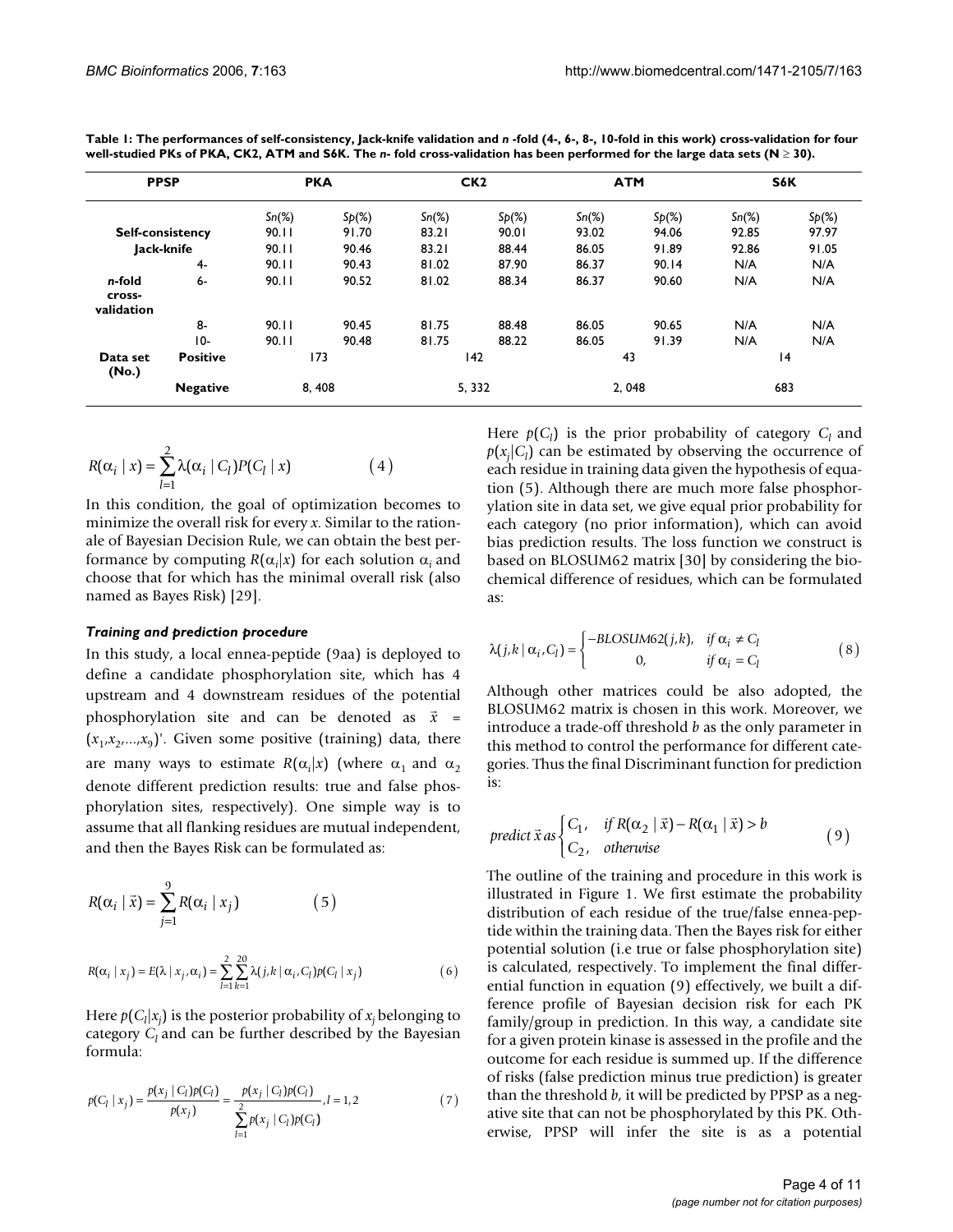**Table 1: The performances of self-consistency, Jack-knife validation and *n* -fold (4-, 6-, 8-, 10-fold in this work) cross-validation for four well-studied PKs of PKA, CK2, ATM and S6K. The *n*- fold cross-validation has been performed for the large data sets (N ≥ 30).**

| PPSP | | PKA | | CK2 | | ATM | | S6K | |
|---|---|---|---|---|---|---|---|---|---|
| | | Sn(%) | Sp(%) | Sn(%) | Sp(%) | Sn(%) | Sp(%) | Sn(%) | Sp(%) |
| Self-consistency | | 90.11 | 91.70 | 83.21 | 90.01 | 93.02 | 94.06 | 92.85 | 97.97 |
| Jack-knife | | 90.11 | 90.46 | 83.21 | 88.44 | 86.05 | 91.89 | 92.86 | 91.05 |
| *n*-fold cross-validation | 4- | 90.11 | 90.43 | 81.02 | 87.90 | 86.37 | 90.14 | N/A | N/A |
| | 6- | 90.11 | 90.52 | 81.02 | 88.34 | 86.37 | 90.60 | N/A | N/A |
| | 8- | 90.11 | 90.45 | 81.75 | 88.48 | 86.05 | 90.65 | N/A | N/A |
| | 10- | 90.11 | 90.48 | 81.75 | 88.22 | 86.05 | 91.39 | N/A | N/A |
| Data set (No.) | Positive | 173 | | 142 | | 43 | | 14 | |
| | Negative | 8, 408 | | 5, 332 | | 2, 048 | | 683 | |

$$R(\alpha_i \mid x) = \sum_{l=1}^{2} \lambda(\alpha_i \mid C_l) P(C_l \mid x) \qquad (4)$$

In this condition, the goal of optimization becomes to minimize the overall risk for every $x$. Similar to the rationale of Bayesian Decision Rule, we can obtain the best performance by computing $R(\alpha_i|x)$ for each solution $\alpha_i$ and choose that for which has the minimal overall risk (also named as Bayes Risk) [29].

### *Training and prediction procedure*

In this study, a local ennea-peptide (9aa) is deployed to define a candidate phosphorylation site, which has 4 upstream and 4 downstream residues of the potential phosphorylation site and can be denoted as $\vec{x} = (x_1, x_2, \ldots, x_9)'$. Given some positive (training) data, there are many ways to estimate $R(\alpha_i|x)$ (where $\alpha_1$ and $\alpha_2$ denote different prediction results: true and false phosphorylation sites, respectively). One simple way is to assume that all flanking residues are mutual independent, and then the Bayes Risk can be formulated as:

$$R(\alpha_i \mid \vec{x}) = \sum_{j=1}^{9} R(\alpha_i \mid x_j) \qquad (5)$$

$$R(\alpha_i \mid x_j) = E(\lambda \mid x_j, \alpha_i) = \sum_{l=1}^{2} \sum_{k=1}^{20} \lambda(j,k \mid \alpha_i, C_l) p(C_l \mid x_j) \qquad (6)$$

Here $p(C_l|x_j)$ is the posterior probability of $x_j$ belonging to category $C_l$ and can be further described by the Bayesian formula:

$$p(C_l \mid x_j) = \frac{p(x_j \mid C_l)p(C_l)}{p(x_j)} = \frac{p(x_j \mid C_l)p(C_l)}{\sum_{l=1}^{2} p(x_j \mid C_l)p(C_l)}, l = 1,2 \qquad (7)$$

Here $p(C_l)$ is the prior probability of category $C_l$ and $p(x_j|C_l)$ can be estimated by observing the occurrence of each residue in training data given the hypothesis of equation (5). Although there are much more false phosphorylation site in data set, we give equal prior probability for each category (no prior information), which can avoid bias prediction results. The loss function we construct is based on BLOSUM62 matrix [30] by considering the biochemical difference of residues, which can be formulated as:

$$\lambda(j,k \mid \alpha_i, C_l) = \begin{cases} -BLOSUM62(j,k), & if\ \alpha_i \neq C_l \\ 0, & if\ \alpha_i = C_l \end{cases} \qquad (8)$$

Although other matrices could be also adopted, the BLOSUM62 matrix is chosen in this work. Moreover, we introduce a trade-off threshold $b$ as the only parameter in this method to control the performance for different categories. Thus the final Discriminant function for prediction is:

$$predict\ \vec{x}\ as \begin{cases} C_1, & if\ R(\alpha_2 \mid \vec{x}) - R(\alpha_1 \mid \vec{x}) > b \\ C_2, & otherwise \end{cases} \qquad (9)$$

The outline of the training and procedure in this work is illustrated in Figure 1. We first estimate the probability distribution of each residue of the true/false ennea-peptide within the training data. Then the Bayes risk for either potential solution (i.e true or false phosphorylation site) is calculated, respectively. To implement the final differential function in equation (9) effectively, we built a difference profile of Bayesian decision risk for each PK family/group in prediction. In this way, a candidate site for a given protein kinase is assessed in the profile and the outcome for each residue is summed up. If the difference of risks (false prediction minus true prediction) is greater than the threshold $b$, it will be predicted by PPSP as a negative site that can not be phosphorylated by this PK. Otherwise, PPSP will infer the site is as a potential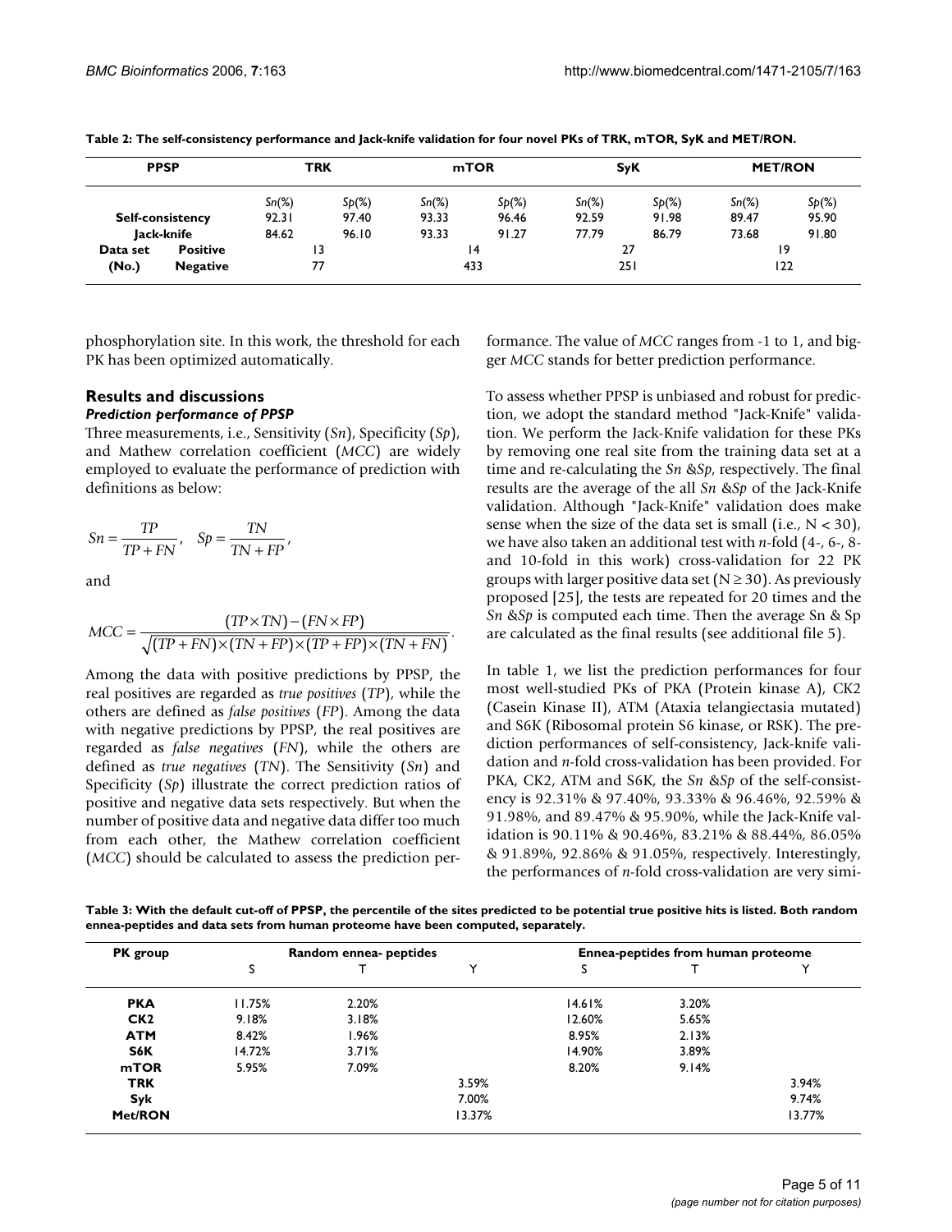**Table 2: The self-consistency performance and Jack-knife validation for four novel PKs of TRK, mTOR, SyK and MET/RON.**

| PPSP | | TRK | | mTOR | | SyK | | MET/RON | |
|---|---|---|---|---|---|---|---|---|---|
| | | *Sn*(%) | *Sp*(%) | *Sn*(%) | *Sp*(%) | *Sn*(%) | *Sp*(%) | *Sn*(%) | *Sp*(%) |
| Self-consistency | | 92.31 | 97.40 | 93.33 | 96.46 | 92.59 | 91.98 | 89.47 | 95.90 |
| Jack-knife | | 84.62 | 96.10 | 93.33 | 91.27 | 77.79 | 86.79 | 73.68 | 91.80 |
| Data set | Positive | 13 | | 14 | | 27 | | 19 | |
| (No.) | Negative | 77 | | 433 | | 251 | | 122 | |

phosphorylation site. In this work, the threshold for each PK has been optimized automatically.

## Results and discussions

### Prediction performance of PPSP

Three measurements, i.e., Sensitivity (*Sn*), Specificity (*Sp*), and Mathew correlation coefficient (*MCC*) are widely employed to evaluate the performance of prediction with definitions as below:

$$Sn = \frac{TP}{TP+FN}, \quad Sp = \frac{TN}{TN+FP},$$

and

$$MCC = \frac{(TP \times TN)-(FN \times FP)}{\sqrt{(TP+FN)\times(TN+FP)\times(TP+FP)\times(TN+FN)}}.$$

Among the data with positive predictions by PPSP, the real positives are regarded as *true positives* (*TP*), while the others are defined as *false positives* (*FP*). Among the data with negative predictions by PPSP, the real positives are regarded as *false negatives* (*FN*), while the others are defined as *true negatives* (*TN*). The Sensitivity (*Sn*) and Specificity (*Sp*) illustrate the correct prediction ratios of positive and negative data sets respectively. But when the number of positive data and negative data differ too much from each other, the Mathew correlation coefficient (*MCC*) should be calculated to assess the prediction performance. The value of *MCC* ranges from -1 to 1, and bigger *MCC* stands for better prediction performance.

To assess whether PPSP is unbiased and robust for prediction, we adopt the standard method "Jack-Knife" validation. We perform the Jack-Knife validation for these PKs by removing one real site from the training data set at a time and re-calculating the *Sn* &*Sp*, respectively. The final results are the average of the all *Sn* &*Sp* of the Jack-Knife validation. Although "Jack-Knife" validation does make sense when the size of the data set is small (i.e., $N < 30$), we have also taken an additional test with *n*-fold (4-, 6-, 8- and 10-fold in this work) cross-validation for 22 PK groups with larger positive data set ($N \geq 30$). As previously proposed [25], the tests are repeated for 20 times and the *Sn* &*Sp* is computed each time. Then the average Sn & Sp are calculated as the final results (see additional file 5).

In table 1, we list the prediction performances for four most well-studied PKs of PKA (Protein kinase A), CK2 (Casein Kinase II), ATM (Ataxia telangiectasia mutated) and S6K (Ribosomal protein S6 kinase, or RSK). The prediction performances of self-consistency, Jack-knife validation and *n*-fold cross-validation has been provided. For PKA, CK2, ATM and S6K, the *Sn* &*Sp* of the self-consistency is 92.31% & 97.40%, 93.33% & 96.46%, 92.59% & 91.98%, and 89.47% & 95.90%, while the Jack-Knife validation is 90.11% & 90.46%, 83.21% & 88.44%, 86.05% & 91.89%, 92.86% & 91.05%, respectively. Interestingly, the performances of *n*-fold cross-validation are very simi-

**Table 3: With the default cut-off of PPSP, the percentile of the sites predicted to be potential true positive hits is listed. Both random ennea-peptides and data sets from human proteome have been computed, separately.**

| PK group | Random ennea- peptides | | | Ennea-peptides from human proteome | | |
|---|---|---|---|---|---|---|
| | S | T | Y | S | T | Y |
| **PKA** | 11.75% | 2.20% | | 14.61% | 3.20% | |
| **CK2** | 9.18% | 3.18% | | 12.60% | 5.65% | |
| **ATM** | 8.42% | 1.96% | | 8.95% | 2.13% | |
| **S6K** | 14.72% | 3.71% | | 14.90% | 3.89% | |
| **mTOR** | 5.95% | 7.09% | | 8.20% | 9.14% | |
| **TRK** | | | 3.59% | | | 3.94% |
| **Syk** | | | 7.00% | | | 9.74% |
| **Met/RON** | | | 13.37% | | | 13.77% |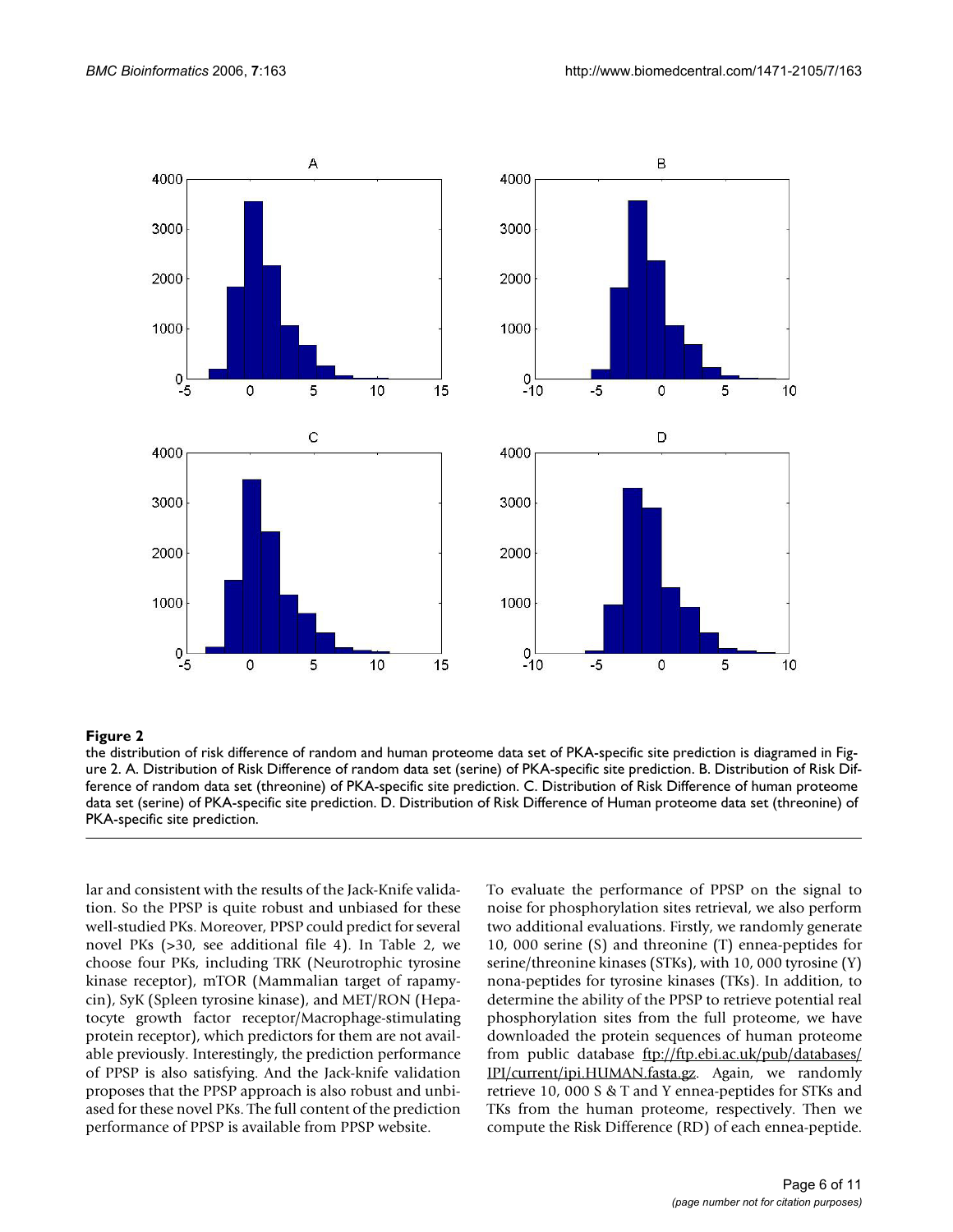**Figure 2**

the distribution of risk difference of random and human proteome data set of PKA-specific site prediction is diagramed in Figure 2. A. Distribution of Risk Difference of random data set (serine) of PKA-specific site prediction. B. Distribution of Risk Difference of random data set (threonine) of PKA-specific site prediction. C. Distribution of Risk Difference of human proteome data set (serine) of PKA-specific site prediction. D. Distribution of Risk Difference of Human proteome data set (threonine) of PKA-specific site prediction.

lar and consistent with the results of the Jack-Knife validation. So the PPSP is quite robust and unbiased for these well-studied PKs. Moreover, PPSP could predict for several novel PKs (>30, see additional file 4). In Table 2, we choose four PKs, including TRK (Neurotrophic tyrosine kinase receptor), mTOR (Mammalian target of rapamycin), SyK (Spleen tyrosine kinase), and MET/RON (Hepatocyte growth factor receptor/Macrophage-stimulating protein receptor), which predictors for them are not available previously. Interestingly, the prediction performance of PPSP is also satisfying. And the Jack-knife validation proposes that the PPSP approach is also robust and unbiased for these novel PKs. The full content of the prediction performance of PPSP is available from PPSP website.

To evaluate the performance of PPSP on the signal to noise for phosphorylation sites retrieval, we also perform two additional evaluations. Firstly, we randomly generate 10, 000 serine (S) and threonine (T) ennea-peptides for serine/threonine kinases (STKs), with 10, 000 tyrosine (Y) nona-peptides for tyrosine kinases (TKs). In addition, to determine the ability of the PPSP to retrieve potential real phosphorylation sites from the full proteome, we have downloaded the protein sequences of human proteome from public database ftp://ftp.ebi.ac.uk/pub/databases/IPI/current/ipi.HUMAN.fasta.gz. Again, we randomly retrieve 10, 000 S & T and Y ennea-peptides for STKs and TKs from the human proteome, respectively. Then we compute the Risk Difference (RD) of each ennea-peptide.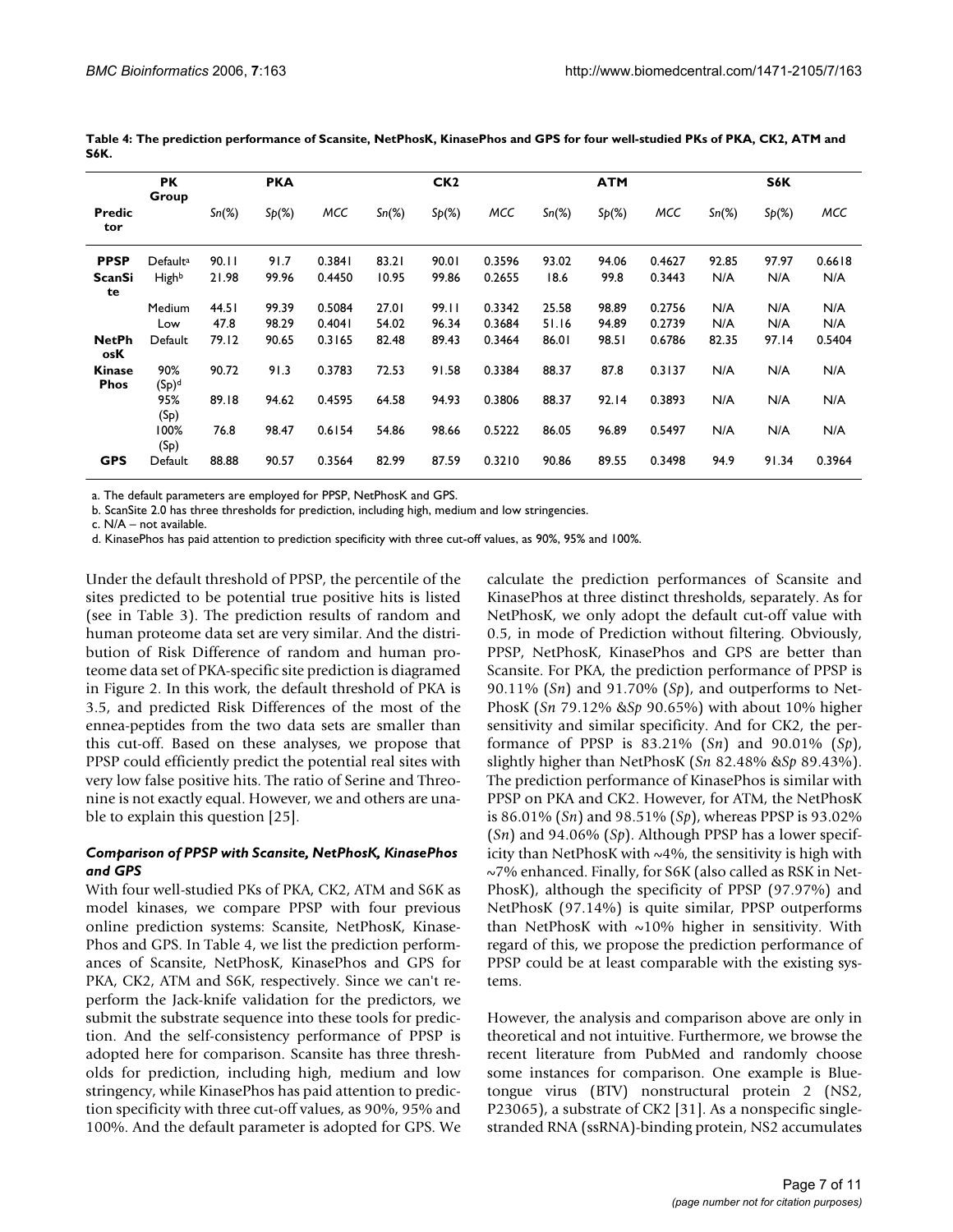**Table 4: The prediction performance of Scansite, NetPhosK, KinasePhos and GPS for four well-studied PKs of PKA, CK2, ATM and S6K.**

| Predictor | PK Group | PKA | | | CK2 | | | ATM | | | S6K | | |
|---|---|---|---|---|---|---|---|---|---|---|---|---|---|
| | | *Sn*(%) | *Sp*(%) | *MCC* | *Sn*(%) | *Sp*(%) | *MCC* | *Sn*(%) | *Sp*(%) | *MCC* | *Sn*(%) | *Sp*(%) | *MCC* |
| **PPSP** | Default[a] | 90.11 | 91.7 | 0.3841 | 83.21 | 90.01 | 0.3596 | 93.02 | 94.06 | 0.4627 | 92.85 | 97.97 | 0.6618 |
| **ScanSite** | High[b] | 21.98 | 99.96 | 0.4450 | 10.95 | 99.86 | 0.2655 | 18.6 | 99.8 | 0.3443 | N/A | N/A | N/A |
| | Medium | 44.51 | 99.39 | 0.5084 | 27.01 | 99.11 | 0.3342 | 25.58 | 98.89 | 0.2756 | N/A | N/A | N/A |
| | Low | 47.8 | 98.29 | 0.4041 | 54.02 | 96.34 | 0.3684 | 51.16 | 94.89 | 0.2739 | N/A | N/A | N/A |
| **NetPhosK** | Default | 79.12 | 90.65 | 0.3165 | 82.48 | 89.43 | 0.3464 | 86.01 | 98.51 | 0.6786 | 82.35 | 97.14 | 0.5404 |
| **KinasePhos** | 90% (Sp)[d] | 90.72 | 91.3 | 0.3783 | 72.53 | 91.58 | 0.3384 | 88.37 | 87.8 | 0.3137 | N/A | N/A | N/A |
| | 95% (Sp) | 89.18 | 94.62 | 0.4595 | 64.58 | 94.93 | 0.3806 | 88.37 | 92.14 | 0.3893 | N/A | N/A | N/A |
| | 100% (Sp) | 76.8 | 98.47 | 0.6154 | 54.86 | 98.66 | 0.5222 | 86.05 | 96.89 | 0.5497 | N/A | N/A | N/A |
| **GPS** | Default | 88.88 | 90.57 | 0.3564 | 82.99 | 87.59 | 0.3210 | 90.86 | 89.55 | 0.3498 | 94.9 | 91.34 | 0.3964 |

a. The default parameters are employed for PPSP, NetPhosK and GPS.
b. ScanSite 2.0 has three thresholds for prediction, including high, medium and low stringencies.
c. N/A – not available.
d. KinasePhos has paid attention to prediction specificity with three cut-off values, as 90%, 95% and 100%.

Under the default threshold of PPSP, the percentile of the sites predicted to be potential true positive hits is listed (see in Table 3). The prediction results of random and human proteome data set are very similar. And the distribution of Risk Difference of random and human proteome data set of PKA-specific site prediction is diagramed in Figure 2. In this work, the default threshold of PKA is 3.5, and predicted Risk Differences of the most of the ennea-peptides from the two data sets are smaller than this cut-off. Based on these analyses, we propose that PPSP could efficiently predict the potential real sites with very low false positive hits. The ratio of Serine and Threonine is not exactly equal. However, we and others are unable to explain this question [25].

### *Comparison of PPSP with Scansite, NetPhosK, KinasePhos and GPS*

With four well-studied PKs of PKA, CK2, ATM and S6K as model kinases, we compare PPSP with four previous online prediction systems: Scansite, NetPhosK, KinasePhos and GPS. In Table 4, we list the prediction performances of Scansite, NetPhosK, KinasePhos and GPS for PKA, CK2, ATM and S6K, respectively. Since we can't reperform the Jack-knife validation for the predictors, we submit the substrate sequence into these tools for prediction. And the self-consistency performance of PPSP is adopted here for comparison. Scansite has three thresholds for prediction, including high, medium and low stringency, while KinasePhos has paid attention to prediction specificity with three cut-off values, as 90%, 95% and 100%. And the default parameter is adopted for GPS. We calculate the prediction performances of Scansite and KinasePhos at three distinct thresholds, separately. As for NetPhosK, we only adopt the default cut-off value with 0.5, in mode of Prediction without filtering. Obviously, PPSP, NetPhosK, KinasePhos and GPS are better than Scansite. For PKA, the prediction performance of PPSP is 90.11% (*Sn*) and 91.70% (*Sp*), and outperforms to NetPhosK (*Sn* 79.12% &*Sp* 90.65%) with about 10% higher sensitivity and similar specificity. And for CK2, the performance of PPSP is 83.21% (*Sn*) and 90.01% (*Sp*), slightly higher than NetPhosK (*Sn* 82.48% &*Sp* 89.43%). The prediction performance of KinasePhos is similar with PPSP on PKA and CK2. However, for ATM, the NetPhosK is 86.01% (*Sn*) and 98.51% (*Sp*), whereas PPSP is 93.02% (*Sn*) and 94.06% (*Sp*). Although PPSP has a lower specificity than NetPhosK with ~4%, the sensitivity is high with ~7% enhanced. Finally, for S6K (also called as RSK in NetPhosK), although the specificity of PPSP (97.97%) and NetPhosK (97.14%) is quite similar, PPSP outperforms than NetPhosK with ~10% higher in sensitivity. With regard of this, we propose the prediction performance of PPSP could be at least comparable with the existing systems.

However, the analysis and comparison above are only in theoretical and not intuitive. Furthermore, we browse the recent literature from PubMed and randomly choose some instances for comparison. One example is Bluetongue virus (BTV) nonstructural protein 2 (NS2, P23065), a substrate of CK2 [31]. As a nonspecific single-stranded RNA (ssRNA)-binding protein, NS2 accumulates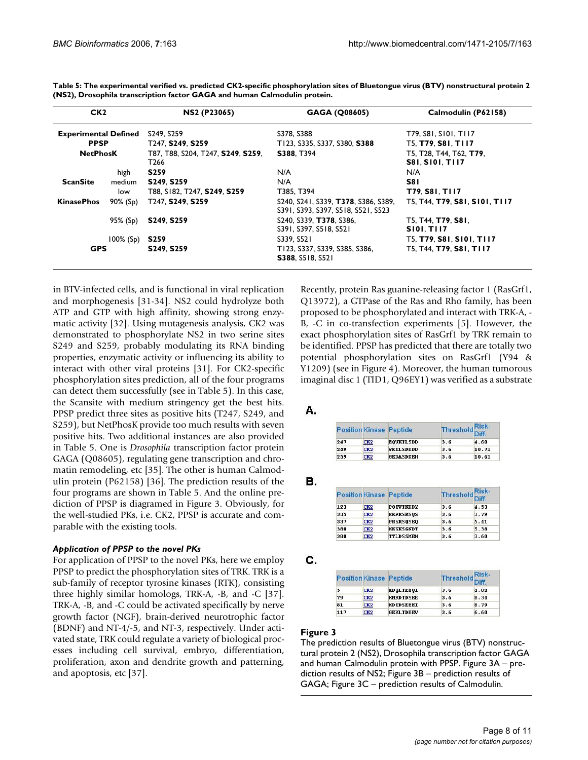**Table 5: The experimental verified vs. predicted CK2-specific phosphorylation sites of Bluetongue virus (BTV) nonstructural protein 2 (NS2), Drosophila transcription factor GAGA and human Calmodulin protein.**

| CK2 | | NS2 (P23065) | GAGA (Q08605) | Calmodulin (P62158) |
|---|---|---|---|---|
| Experimental Defined | | S249, S259 | S378, S388 | T79, S81, S101, T117 |
| PPSP | | T247, **S249**, **S259** | T123, S335, S337, S380, **S388** | T5, **T79**, **S81**, **T117** |
| NetPhosK | | T87, T88, S204, T247, **S249**, **S259**, T266 | **S388**, T394 | T5, T28, T44, T62, **T79**, **S81**, **S101**, **T117** |
| ScanSite | high | **S259** | N/A | N/A |
| | medium | **S249**, **S259** | N/A | **S81** |
| | low | T88, S182, T247, **S249**, **S259** | T385, T394 | **T79**, **S81**, **T117** |
| KinasePhos | 90% (Sp) | T247, **S249**, **S259** | S240, S241, S339, **T378**, S386, S389, S391, S393, S397, S518, S521, S523 | T5, T44, **T79**, **S81**, **S101**, **T117** |
| | 95% (Sp) | **S249**, **S259** | S240, S339, **T378**, S386, S391, S397, S518, S521 | T5, T44, **T79**, **S81**, **S101**, **T117** |
| | 100% (Sp) | **S259** | S339, S521 | T5, **T79**, **S81**, **S101**, **T117** |
| GPS | | **S249**, **S259** | T123, S337, S339, S385, S386, **S388**, S518, S521 | T5, T44, **T79**, **S81**, **T117** |

in BTV-infected cells, and is functional in viral replication and morphogenesis [31-34]. NS2 could hydrolyze both ATP and GTP with high affinity, showing strong enzymatic activity [32]. Using mutagenesis analysis, CK2 was demonstrated to phosphorylate NS2 in two serine sites S249 and S259, probably modulating its RNA binding properties, enzymatic activity or influencing its ability to interact with other viral proteins [31]. For CK2-specific phosphorylation sites prediction, all of the four programs can detect them successfully (see in Table 5). In this case, the Scansite with medium stringency get the best hits. PPSP predict three sites as positive hits (T247, S249, and S259), but NetPhosK provide too much results with seven positive hits. Two additional instances are also provided in Table 5. One is *Drosophila* transcription factor protein GAGA (Q08605), regulating gene transcription and chromatin remodeling, etc [35]. The other is human Calmodulin protein (P62158) [36]. The prediction results of the four programs are shown in Table 5. And the online prediction of PPSP is diagramed in Figure 3. Obviously, for the well-studied PKs, i.e. CK2, PPSP is accurate and comparable with the existing tools.

### *Application of PPSP to the novel PKs*

For application of PPSP to the novel PKs, here we employ PPSP to predict the phosphorylation sites of TRK. TRK is a sub-family of receptor tyrosine kinases (RTK), consisting three highly similar homologs, TRK-A, -B, and -C [37]. TRK-A, -B, and -C could be activated specifically by nerve growth factor (NGF), brain-derived neurotrophic factor (BDNF) and NT-4/-5, and NT-3, respectively. Under activated state, TRK could regulate a variety of biological processes including cell survival, embryo, differentiation, proliferation, axon and dendrite growth and patterning, and apoptosis, etc [37].

Recently, protein Ras guanine-releasing factor 1 (RasGrf1, Q13972), a GTPase of the Ras and Rho family, has been proposed to be phosphorylated and interact with TRK-A, -B, -C in co-transfection experiments [5]. However, the exact phosphorylation sites of RasGrf1 by TRK remain to be identified. PPSP has predicted that there are totally two potential phosphorylation sites on RasGrf1 (Y94 & Y1209) (see in Figure 4). Moreover, the human tumorous imaginal disc 1 (TID1, Q96EY1) was verified as a substrate

**A.**

| Position | Kinase | Peptide | Threshold | Risk-Diff. |
|---|---|---|---|---|
| 247 | CK2 | EQVKTLSDD | 3.6 | 4.60 |
| 249 | CK2 | VKTLSDDD | 3.6 | 10.71 |
| 259 | CK2 | GEDASDDEH | 3.6 | 10.61 |

**B.**

| Position | Kinase | Peptide | Threshold | Risk-Diff. |
|---|---|---|---|---|
| 123 | CK2 | PQIVTKDDY | 3.6 | 4.53 |
| 335 | CK2 | EKPRSRSQS | 3.6 | 3.79 |
| 337 | CK2 | PRSRSQSEQ | 3.6 | 5.41 |
| 380 | CK2 | KKSKSGNDT | 3.6 | 5.38 |
| 388 | CK2 | TTLDSSMEM | 3.6 | 3.60 |

**C.**

| Position | Kinase | Peptide | Threshold | Risk-Diff. |
|---|---|---|---|---|
| 5 | CK2 | ADQLTEEQI | 3.6 | 4.02 |
| 79 | CK2 | KMKDTDSEE | 3.6 | 8.34 |
| 81 | CK2 | KDTDSEEEI | 3.6 | 8.79 |
| 117 | CK2 | GEKLTDEEV | 3.6 | 6.60 |

**Figure 3**
The prediction results of Bluetongue virus (BTV) nonstructural protein 2 (NS2), Drosophila transcription factor GAGA and human Calmodulin protein with PPSP. Figure 3A – prediction results of NS2; Figure 3B – prediction results of GAGA; Figure 3C – prediction results of Calmodulin.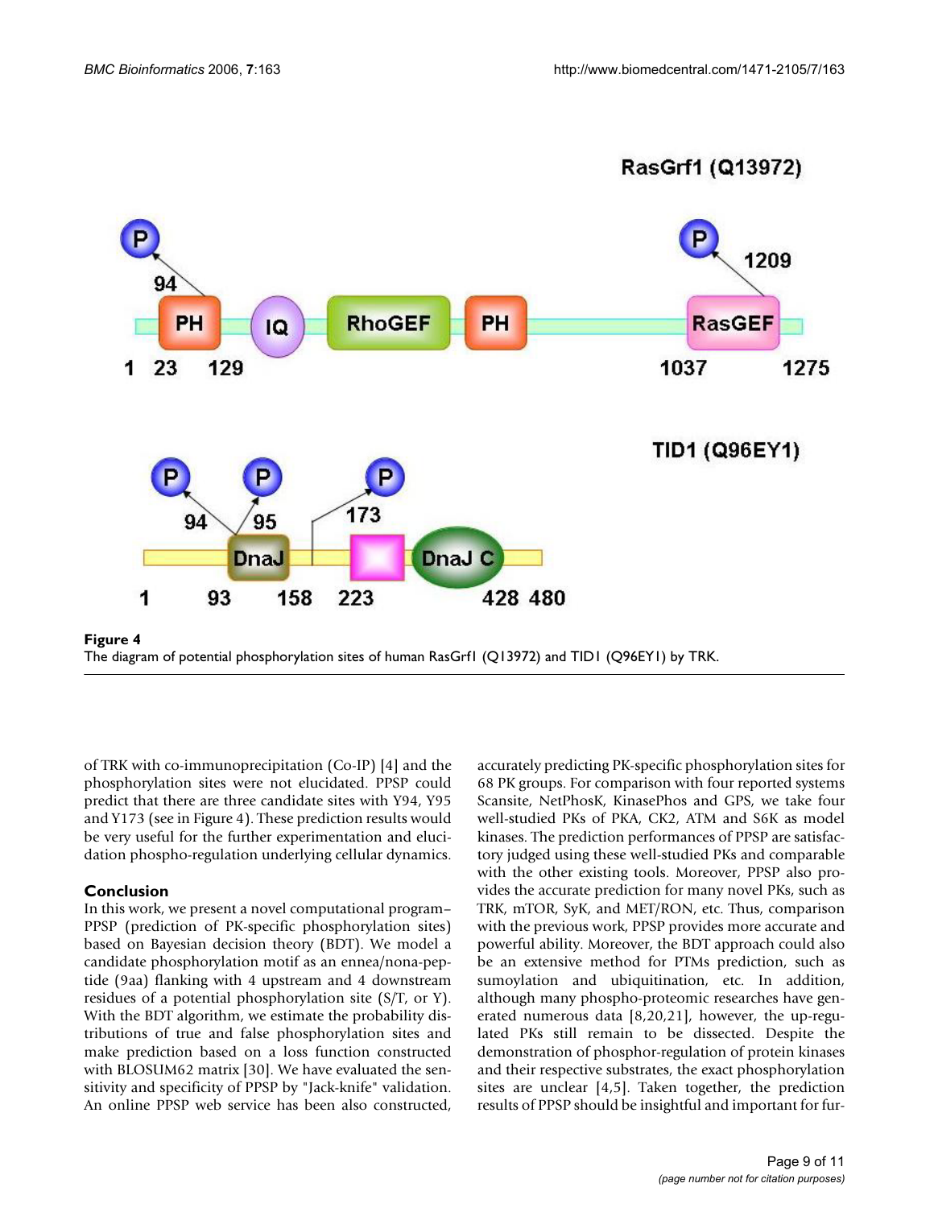**Figure 4**
The diagram of potential phosphorylation sites of human RasGrf1 (Q13972) and TID1 (Q96EY1) by TRK.

of TRK with co-immunoprecipitation (Co-IP) [4] and the phosphorylation sites were not elucidated. PPSP could predict that there are three candidate sites with Y94, Y95 and Y173 (see in Figure 4). These prediction results would be very useful for the further experimentation and elucidation phospho-regulation underlying cellular dynamics.

## Conclusion

In this work, we present a novel computational program–PPSP (prediction of PK-specific phosphorylation sites) based on Bayesian decision theory (BDT). We model a candidate phosphorylation motif as an ennea/nona-peptide (9aa) flanking with 4 upstream and 4 downstream residues of a potential phosphorylation site (S/T, or Y). With the BDT algorithm, we estimate the probability distributions of true and false phosphorylation sites and make prediction based on a loss function constructed with BLOSUM62 matrix [30]. We have evaluated the sensitivity and specificity of PPSP by "Jack-knife" validation. An online PPSP web service has been also constructed, accurately predicting PK-specific phosphorylation sites for 68 PK groups. For comparison with four reported systems Scansite, NetPhosK, KinasePhos and GPS, we take four well-studied PKs of PKA, CK2, ATM and S6K as model kinases. The prediction performances of PPSP are satisfactory judged using these well-studied PKs and comparable with the other existing tools. Moreover, PPSP also provides the accurate prediction for many novel PKs, such as TRK, mTOR, SyK, and MET/RON, etc. Thus, comparison with the previous work, PPSP provides more accurate and powerful ability. Moreover, the BDT approach could also be an extensive method for PTMs prediction, such as sumoylation and ubiquitination, etc. In addition, although many phospho-proteomic researches have generated numerous data [8,20,21], however, the up-regulated PKs still remain to be dissected. Despite the demonstration of phosphor-regulation of protein kinases and their respective substrates, the exact phosphorylation sites are unclear [4,5]. Taken together, the prediction results of PPSP should be insightful and important for fur-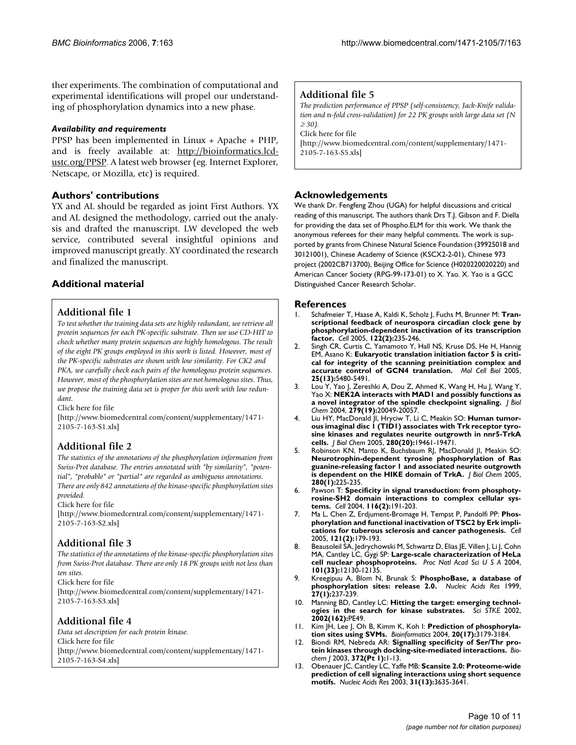ther experiments. The combination of computational and experimental identifications will propel our understanding of phosphorylation dynamics into a new phase.

### *Availability and requirements*

PPSP has been implemented in Linux + Apache + PHP, and is freely available at: http://bioinformatics.lcd-ustc.org/PPSP. A latest web browser (eg. Internet Explorer, Netscape, or Mozilla, etc) is required.

## Authors' contributions

YX and AL should be regarded as joint First Authors. YX and AL designed the methodology, carried out the analysis and drafted the manuscript. LW developed the web service, contributed several insightful opinions and improved manuscript greatly. XY coordinated the research and finalized the manuscript.

## Additional material

### Additional file 1

*To test whether the training data sets are highly redundant, we retrieve all protein sequences for each PK-specific substrate. Then we use CD-HIT to check whether many protein sequences are highly homologous. The result of the eight PK groups employed in this work is listed. However, most of the PK-specific substrates are shown with low similarity. For CK2 and PKA, we carefully check each pairs of the homologous protein sequences. However, most of the phosphorylation sites are not homologous sites. Thus, we propose the training data set is proper for this work with low redundant.*

Click here for file
[http://www.biomedcentral.com/content/supplementary/1471-2105-7-163-S1.xls]

### Additional file 2

*The statistics of the annotations of the phosphorylation information from Swiss-Prot database. The entries annotated with "by similarity", "potential", "probable" or "partial" are regarded as ambiguous annotations. There are only 842 annotations of the kinase-specific phosphorylation sites provided.*

Click here for file
[http://www.biomedcentral.com/content/supplementary/1471-2105-7-163-S2.xls]

### Additional file 3

*The statistics of the annotations of the kinase-specific phosphorylation sites from Swiss-Prot database. There are only 18 PK groups with not less than ten sites.*

Click here for file
[http://www.biomedcentral.com/content/supplementary/1471-2105-7-163-S3.xls]

### Additional file 4

*Data set description for each protein kinase.*

Click here for file
[http://www.biomedcentral.com/content/supplementary/1471-2105-7-163-S4.xls]

### Additional file 5

*The prediction performance of PPSP (self-consistency, Jack-Knife validation and n-fold cross-validation) for 22 PK groups with large data set (N ≥ 30).*

Click here for file
[http://www.biomedcentral.com/content/supplementary/1471-2105-7-163-S5.xls]

## Acknowledgements

We thank Dr. Fengfeng Zhou (UGA) for helpful discussions and critical reading of this manuscript. The authors thank Drs T.J. Gibson and F. Diella for providing the data set of Phospho.ELM for this work. We thank the anonymous referees for their many helpful comments. The work is supported by grants from Chinese Natural Science Foundation (39925018 and 30121001), Chinese Academy of Science (KSCX2-2-01), Chinese 973 project (2002CB713700), Beijing Office for Science (H020220020220) and American Cancer Society (RPG-99-173-01) to X. Yao. X. Yao is a GCC Distinguished Cancer Research Scholar.

## References

1. Schafmeier T, Haase A, Kaldi K, Scholz J, Fuchs M, Brunner M: **Transcriptional feedback of neurospora circadian clock gene by phosphorylation-dependent inactivation of its transcription factor.** *Cell* 2005, **122(2):**235-246.
2. Singh CR, Curtis C, Yamamoto Y, Hall NS, Kruse DS, He H, Hannig EM, Asano K: **Eukaryotic translation initiation factor 5 is critical for integrity of the scanning preinitiation complex and accurate control of GCN4 translation.** *Mol Cell Biol* 2005, **25(13):**5480-5491.
3. Lou Y, Yao J, Zereshki A, Dou Z, Ahmed K, Wang H, Hu J, Wang Y, Yao X: **NEK2A interacts with MAD1 and possibly functions as a novel integrator of the spindle checkpoint signaling.** *J Biol Chem* 2004, **279(19):**20049-20057.
4. Liu HY, MacDonald JI, Hryciw T, Li C, Meakin SO: **Human tumorous imaginal disc 1 (TID1) associates with Trk receptor tyrosine kinases and regulates neurite outgrowth in nnr5-TrkA cells.** *J Biol Chem* 2005, **280(20):**19461-19471.
5. Robinson KN, Manto K, Buchsbaum RJ, MacDonald JI, Meakin SO: **Neurotrophin-dependent tyrosine phosphorylation of Ras guanine-releasing factor 1 and associated neurite outgrowth is dependent on the HIKE domain of TrkA.** *J Biol Chem* 2005, **280(1):**225-235.
6. Pawson T: **Specificity in signal transduction: from phosphotyrosine-SH2 domain interactions to complex cellular systems.** *Cell* 2004, **116(2):**191-203.
7. Ma L, Chen Z, Erdjument-Bromage H, Tempst P, Pandolfi PP: **Phosphorylation and functional inactivation of TSC2 by Erk implications for tuberous sclerosis and cancer pathogenesis.** *Cell* 2005, **121(2):**179-193.
8. Beausoleil SA, Jedrychowski M, Schwartz D, Elias JE, Villen J, Li J, Cohn MA, Cantley LC, Gygi SP: **Large-scale characterization of HeLa cell nuclear phosphoproteins.** *Proc Natl Acad Sci U S A* 2004, **101(33):**12130-12135.
9. Kreegipuu A, Blom N, Brunak S: **PhosphoBase, a database of phosphorylation sites: release 2.0.** *Nucleic Acids Res* 1999, **27(1):**237-239.
10. Manning BD, Cantley LC: **Hitting the target: emerging technologies in the search for kinase substrates.** *Sci STKE* 2002, **2002(162):**PE49.
11. Kim JH, Lee J, Oh B, Kimm K, Koh I: **Prediction of phosphorylation sites using SVMs.** *Bioinformatics* 2004, **20(17):**3179-3184.
12. Biondi RM, Nebreda AR: **Signalling specificity of Ser/Thr protein kinases through docking-site-mediated interactions.** *Biochem J* 2003, **372(Pt 1):**1-13.
13. Obenauer JC, Cantley LC, Yaffe MB: **Scansite 2.0: Proteome-wide prediction of cell signaling interactions using short sequence motifs.** *Nucleic Acids Res* 2003, **31(13):**3635-3641.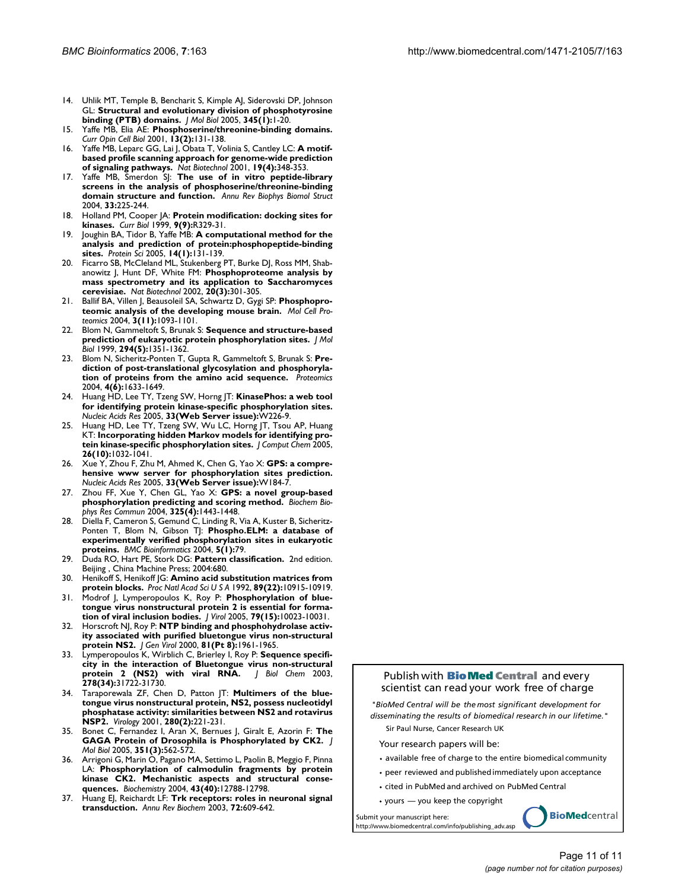14. Uhlik MT, Temple B, Bencharit S, Kimple AJ, Siderovski DP, Johnson GL: **Structural and evolutionary division of phosphotyrosine binding (PTB) domains.** *J Mol Biol* 2005, **345(1):**1-20.
15. Yaffe MB, Elia AE: **Phosphoserine/threonine-binding domains.** *Curr Opin Cell Biol* 2001, **13(2):**131-138.
16. Yaffe MB, Leparc GG, Lai J, Obata T, Volinia S, Cantley LC: **A motif-based profile scanning approach for genome-wide prediction of signaling pathways.** *Nat Biotechnol* 2001, **19(4):**348-353.
17. Yaffe MB, Smerdon SJ: **The use of in vitro peptide-library screens in the analysis of phosphoserine/threonine-binding domain structure and function.** *Annu Rev Biophys Biomol Struct* 2004, **33:**225-244.
18. Holland PM, Cooper JA: **Protein modification: docking sites for kinases.** *Curr Biol* 1999, **9(9):**R329-31.
19. Joughin BA, Tidor B, Yaffe MB: **A computational method for the analysis and prediction of protein:phosphopeptide-binding sites.** *Protein Sci* 2005, **14(1):**131-139.
20. Ficarro SB, McCleland ML, Stukenberg PT, Burke DJ, Ross MM, Shabanowitz J, Hunt DF, White FM: **Phosphoproteome analysis by mass spectrometry and its application to Saccharomyces cerevisiae.** *Nat Biotechnol* 2002, **20(3):**301-305.
21. Ballif BA, Villen J, Beausoleil SA, Schwartz D, Gygi SP: **Phosphoproteomic analysis of the developing mouse brain.** *Mol Cell Proteomics* 2004, **3(11):**1093-1101.
22. Blom N, Gammeltoft S, Brunak S: **Sequence and structure-based prediction of eukaryotic protein phosphorylation sites.** *J Mol Biol* 1999, **294(5):**1351-1362.
23. Blom N, Sicheritz-Ponten T, Gupta R, Gammeltoft S, Brunak S: **Prediction of post-translational glycosylation and phosphorylation of proteins from the amino acid sequence.** *Proteomics* 2004, **4(6):**1633-1649.
24. Huang HD, Lee TY, Tzeng SW, Horng JT: **KinasePhos: a web tool for identifying protein kinase-specific phosphorylation sites.** *Nucleic Acids Res* 2005, **33(Web Server issue):**W226-9.
25. Huang HD, Lee TY, Tzeng SW, Wu LC, Horng JT, Tsou AP, Huang KT: **Incorporating hidden Markov models for identifying protein kinase-specific phosphorylation sites.** *J Comput Chem* 2005, **26(10):**1032-1041.
26. Xue Y, Zhou F, Zhu M, Ahmed K, Chen G, Yao X: **GPS: a comprehensive www server for phosphorylation sites prediction.** *Nucleic Acids Res* 2005, **33(Web Server issue):**W184-7.
27. Zhou FF, Xue Y, Chen GL, Yao X: **GPS: a novel group-based phosphorylation predicting and scoring method.** *Biochem Biophys Res Commun* 2004, **325(4):**1443-1448.
28. Diella F, Cameron S, Gemund C, Linding R, Via A, Kuster B, Sicheritz-Ponten T, Blom N, Gibson TJ: **Phospho.ELM: a database of experimentally verified phosphorylation sites in eukaryotic proteins.** *BMC Bioinformatics* 2004, **5(1):**79.
29. Duda RO, Hart PE, Stork DG: **Pattern classification.** 2nd edition. Beijing , China Machine Press; 2004:680.
30. Henikoff S, Henikoff JG: **Amino acid substitution matrices from protein blocks.** *Proc Natl Acad Sci U S A* 1992, **89(22):**10915-10919.
31. Modrof J, Lymperopoulos K, Roy P: **Phosphorylation of bluetongue virus nonstructural protein 2 is essential for formation of viral inclusion bodies.** *J Virol* 2005, **79(15):**10023-10031.
32. Horscroft NJ, Roy P: **NTP binding and phosphohydrolase activity associated with purified bluetongue virus non-structural protein NS2.** *J Gen Virol* 2000, **81(Pt 8):**1961-1965.
33. Lymperopoulos K, Wirblich C, Brierley I, Roy P: **Sequence specificity in the interaction of Bluetongue virus non-structural protein 2 (NS2) with viral RNA.** *J Biol Chem* 2003, **278(34):**31722-31730.
34. Taraporewala ZF, Chen D, Patton JT: **Multimers of the bluetongue virus nonstructural protein, NS2, possess nucleotidyl phosphatase activity: similarities between NS2 and rotavirus NSP2.** *Virology* 2001, **280(2):**221-231.
35. Bonet C, Fernandez I, Aran X, Bernues J, Giralt E, Azorin F: **The GAGA Protein of Drosophila is Phosphorylated by CK2.** *J Mol Biol* 2005, **351(3):**562-572.
36. Arrigoni G, Marin O, Pagano MA, Settimo L, Paolin B, Meggio F, Pinna LA: **Phosphorylation of calmodulin fragments by protein kinase CK2. Mechanistic aspects and structural consequences.** *Biochemistry* 2004, **43(40):**12788-12798.
37. Huang EJ, Reichardt LF: **Trk receptors: roles in neuronal signal transduction.** *Annu Rev Biochem* 2003, **72:**609-642.

Publish with **BioMed Central** and every scientist can read your work free of charge

*"BioMed Central will be the most significant development for disseminating the results of biomedical research in our lifetime."*

Sir Paul Nurse, Cancer Research UK

Your research papers will be:

- available free of charge to the entire biomedical community
- peer reviewed and published immediately upon acceptance
- cited in PubMed and archived on PubMed Central
- yours — you keep the copyright

Submit your manuscript here:
http://www.biomedcentral.com/info/publishing_adv.asp

BioMedcentral